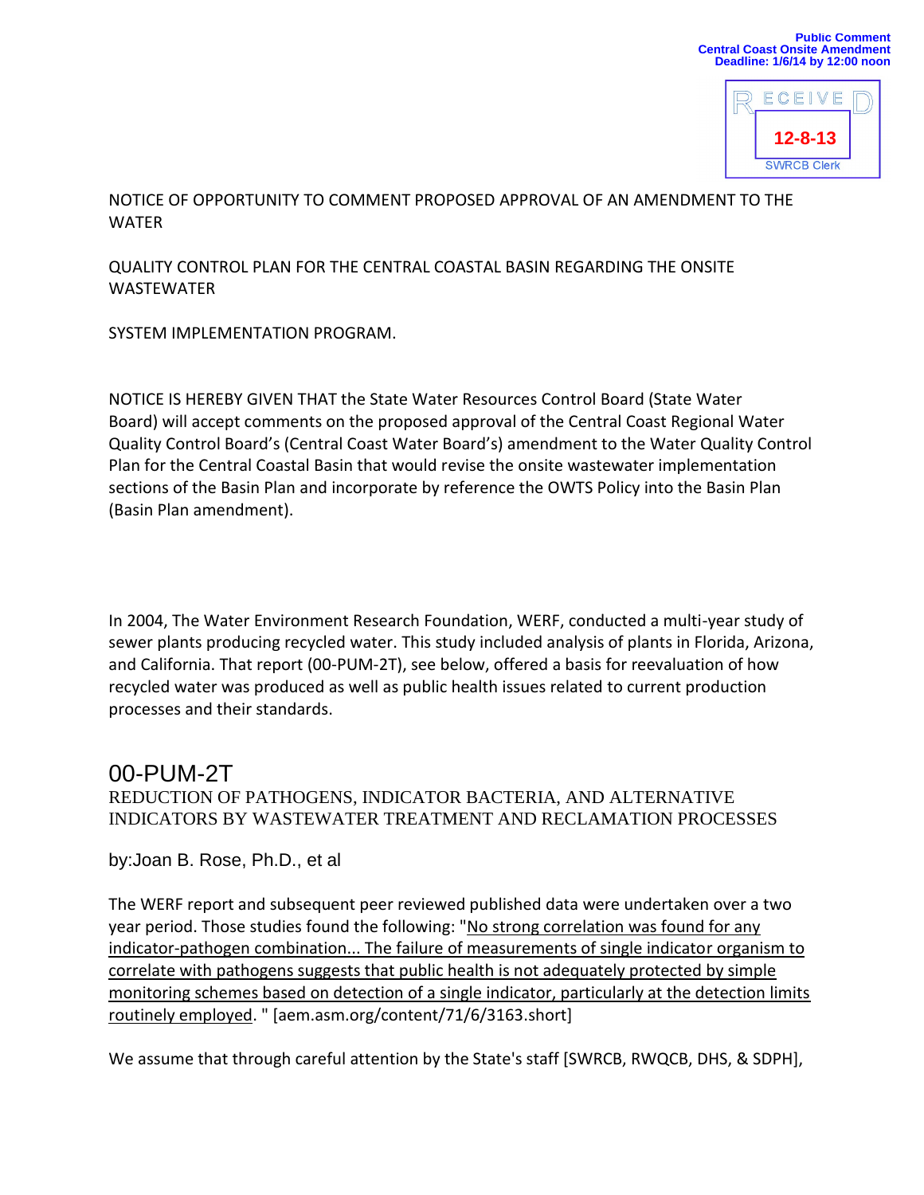Public Comment
Central Coast Onsite Amendment
Deadline: 1/6/14 by 12:00 noon

RECEIVED
12-8-13
SWRCB Clerk

NOTICE OF OPPORTUNITY TO COMMENT PROPOSED APPROVAL OF AN AMENDMENT TO THE WATER

QUALITY CONTROL PLAN FOR THE CENTRAL COASTAL BASIN REGARDING THE ONSITE WASTEWATER

SYSTEM IMPLEMENTATION PROGRAM.

NOTICE IS HEREBY GIVEN THAT the State Water Resources Control Board (State Water Board) will accept comments on the proposed approval of the Central Coast Regional Water Quality Control Board's (Central Coast Water Board's) amendment to the Water Quality Control Plan for the Central Coastal Basin that would revise the onsite wastewater implementation sections of the Basin Plan and incorporate by reference the OWTS Policy into the Basin Plan (Basin Plan amendment).

In 2004, The Water Environment Research Foundation, WERF, conducted a multi-year study of sewer plants producing recycled water. This study included analysis of plants in Florida, Arizona, and California. That report (00-PUM-2T), see below, offered a basis for reevaluation of how recycled water was produced as well as public health issues related to current production processes and their standards.

## 00-PUM-2T

REDUCTION OF PATHOGENS, INDICATOR BACTERIA, AND ALTERNATIVE INDICATORS BY WASTEWATER TREATMENT AND RECLAMATION PROCESSES

by:Joan B. Rose, Ph.D., et al

The WERF report and subsequent peer reviewed published data were undertaken over a two year period. Those studies found the following: "No strong correlation was found for any indicator-pathogen combination... The failure of measurements of single indicator organism to correlate with pathogens suggests that public health is not adequately protected by simple monitoring schemes based on detection of a single indicator, particularly at the detection limits routinely employed. " [aem.asm.org/content/71/6/3163.short]

We assume that through careful attention by the State's staff [SWRCB, RWQCB, DHS, & SDPH],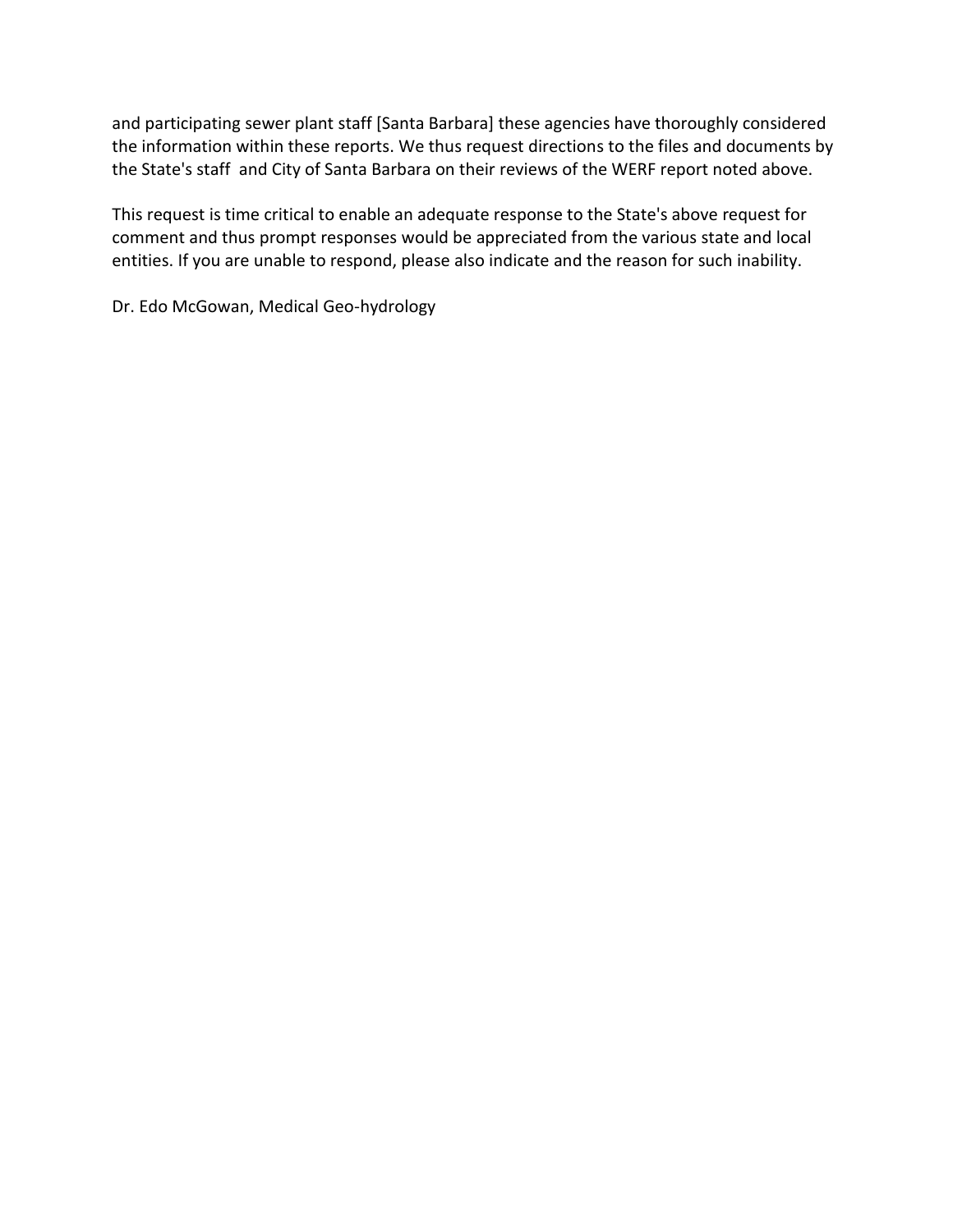and participating sewer plant staff [Santa Barbara] these agencies have thoroughly considered the information within these reports. We thus request directions to the files and documents by the State's staff and City of Santa Barbara on their reviews of the WERF report noted above.

This request is time critical to enable an adequate response to the State's above request for comment and thus prompt responses would be appreciated from the various state and local entities. If you are unable to respond, please also indicate and the reason for such inability.

Dr. Edo McGowan, Medical Geo-hydrology